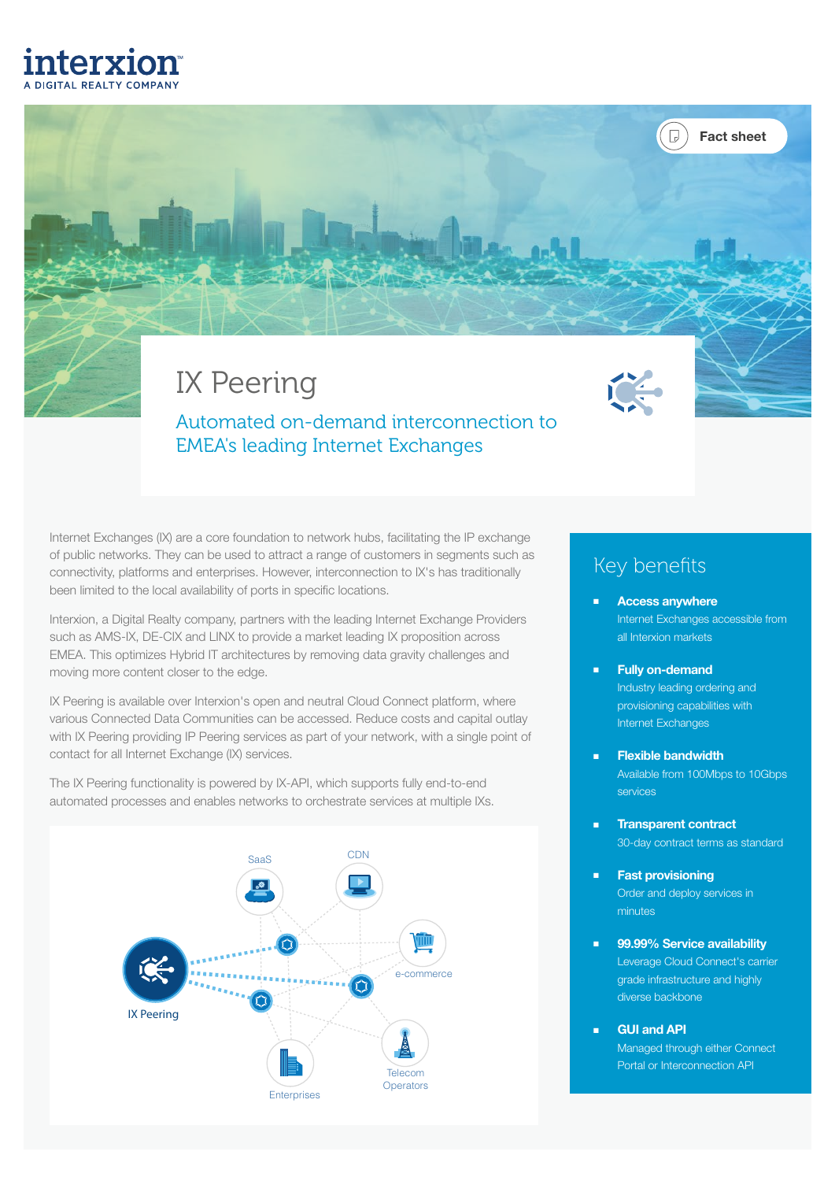interxion
A DIGITAL REALTY COMPANY

Fact sheet

# IX Peering

## Automated on-demand interconnection to EMEA's leading Internet Exchanges

Internet Exchanges (IX) are a core foundation to network hubs, facilitating the IP exchange of public networks. They can be used to attract a range of customers in segments such as connectivity, platforms and enterprises. However, interconnection to IX's has traditionally been limited to the local availability of ports in specific locations.

Interxion, a Digital Realty company, partners with the leading Internet Exchange Providers such as AMS-IX, DE-CIX and LINX to provide a market leading IX proposition across EMEA. This optimizes Hybrid IT architectures by removing data gravity challenges and moving more content closer to the edge.

IX Peering is available over Interxion's open and neutral Cloud Connect platform, where various Connected Data Communities can be accessed. Reduce costs and capital outlay with IX Peering providing IP Peering services as part of your network, with a single point of contact for all Internet Exchange (IX) services.

The IX Peering functionality is powered by IX-API, which supports fully end-to-end automated processes and enables networks to orchestrate services at multiple IXs.

SaaS | CDN | e-commerce | IX Peering | Enterprises | Telecom Operators

## Key benefits

- **Access anywhere**
  Internet Exchanges accessible from all Interxion markets
- **Fully on-demand**
  Industry leading ordering and provisioning capabilities with Internet Exchanges
- **Flexible bandwidth**
  Available from 100Mbps to 10Gbps services
- **Transparent contract**
  30-day contract terms as standard
- **Fast provisioning**
  Order and deploy services in minutes
- **99.99% Service availability**
  Leverage Cloud Connect's carrier grade infrastructure and highly diverse backbone
- **GUI and API**
  Managed through either Connect Portal or Interconnection API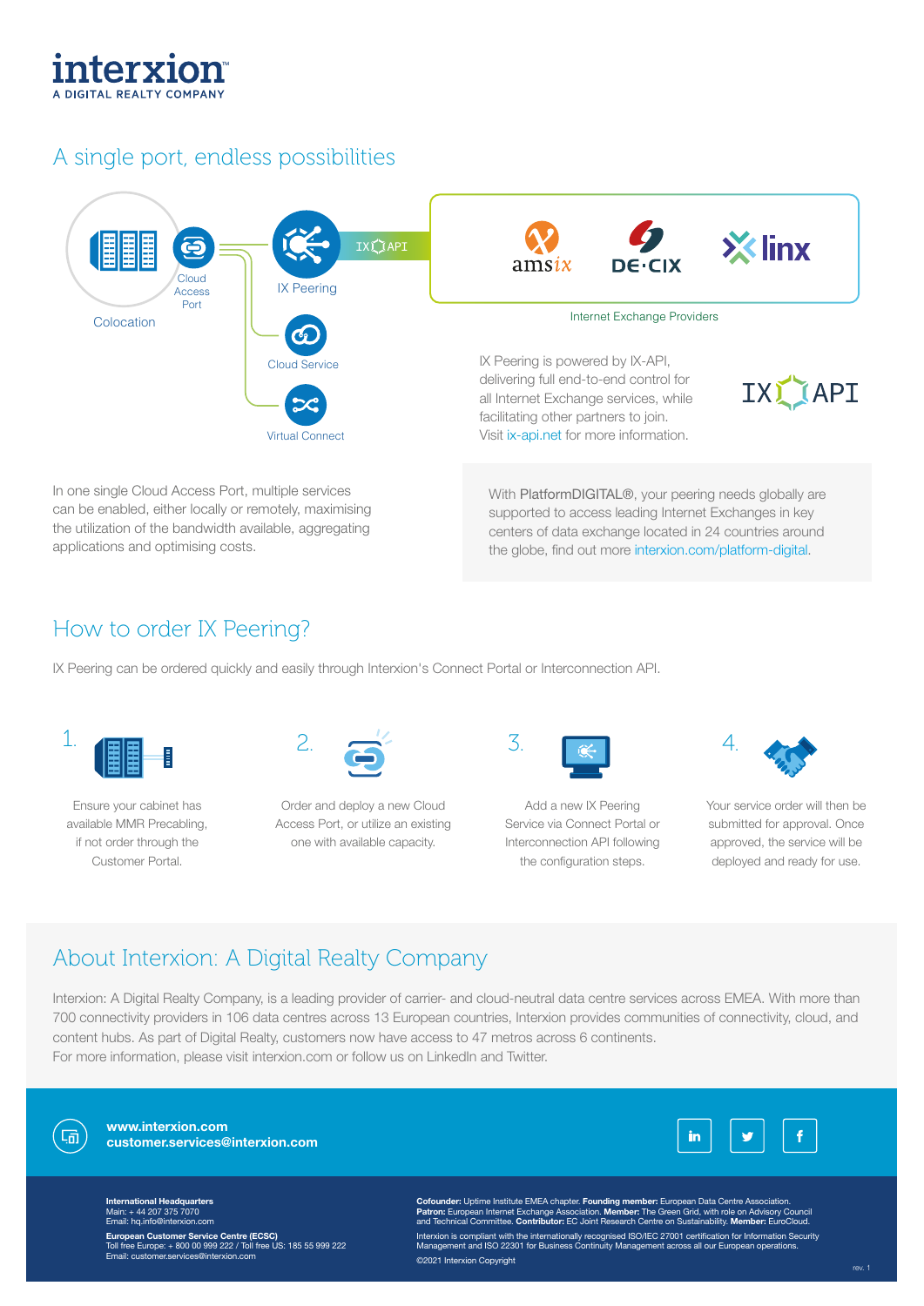interxion
A DIGITAL REALTY COMPANY

## A single port, endless possibilities

Colocation

Cloud Access Port

IX Peering

IX API

Cloud Service

Virtual Connect

amsix DE-CIX linx

Internet Exchange Providers

IX Peering is powered by IX-API, delivering full end-to-end control for all Internet Exchange services, while facilitating other partners to join. Visit ix-api.net for more information.

IX API

In one single Cloud Access Port, multiple services can be enabled, either locally or remotely, maximising the utilization of the bandwidth available, aggregating applications and optimising costs.

With PlatformDIGITAL®, your peering needs globally are supported to access leading Internet Exchanges in key centers of data exchange located in 24 countries around the globe, find out more interxion.com/platform-digital.

## How to order IX Peering?

IX Peering can be ordered quickly and easily through Interxion's Connect Portal or Interconnection API.

1. Ensure your cabinet has available MMR Precabling, if not order through the Customer Portal.
2. Order and deploy a new Cloud Access Port, or utilize an existing one with available capacity.
3. Add a new IX Peering Service via Connect Portal or Interconnection API following the configuration steps.
4. Your service order will then be submitted for approval. Once approved, the service will be deployed and ready for use.

## About Interxion: A Digital Realty Company

Interxion: A Digital Realty Company, is a leading provider of carrier- and cloud-neutral data centre services across EMEA. With more than 700 connectivity providers in 106 data centres across 13 European countries, Interxion provides communities of connectivity, cloud, and content hubs. As part of Digital Realty, customers now have access to 47 metros across 6 continents.
For more information, please visit interxion.com or follow us on LinkedIn and Twitter.

**www.interxion.com**
**customer.services@interxion.com**

**International Headquarters**
Main: + 44 207 375 7070
Email: hq.info@interxion.com

**European Customer Service Centre (ECSC)**
Toll free Europe: + 800 00 999 222 / Toll free US: 185 55 999 222
Email: customer.services@interxion.com

**Cofounder:** Uptime Institute EMEA chapter. **Founding member:** European Data Centre Association. **Patron:** European Internet Exchange Association. **Member:** The Green Grid, with role on Advisory Council and Technical Committee. **Contributor:** EC Joint Research Centre on Sustainability. **Member:** EuroCloud.

Interxion is compliant with the internationally recognised ISO/IEC 27001 certification for Information Security Management and ISO 22301 for Business Continuity Management across all our European operations.

©2021 Interxion Copyright

rev. 1